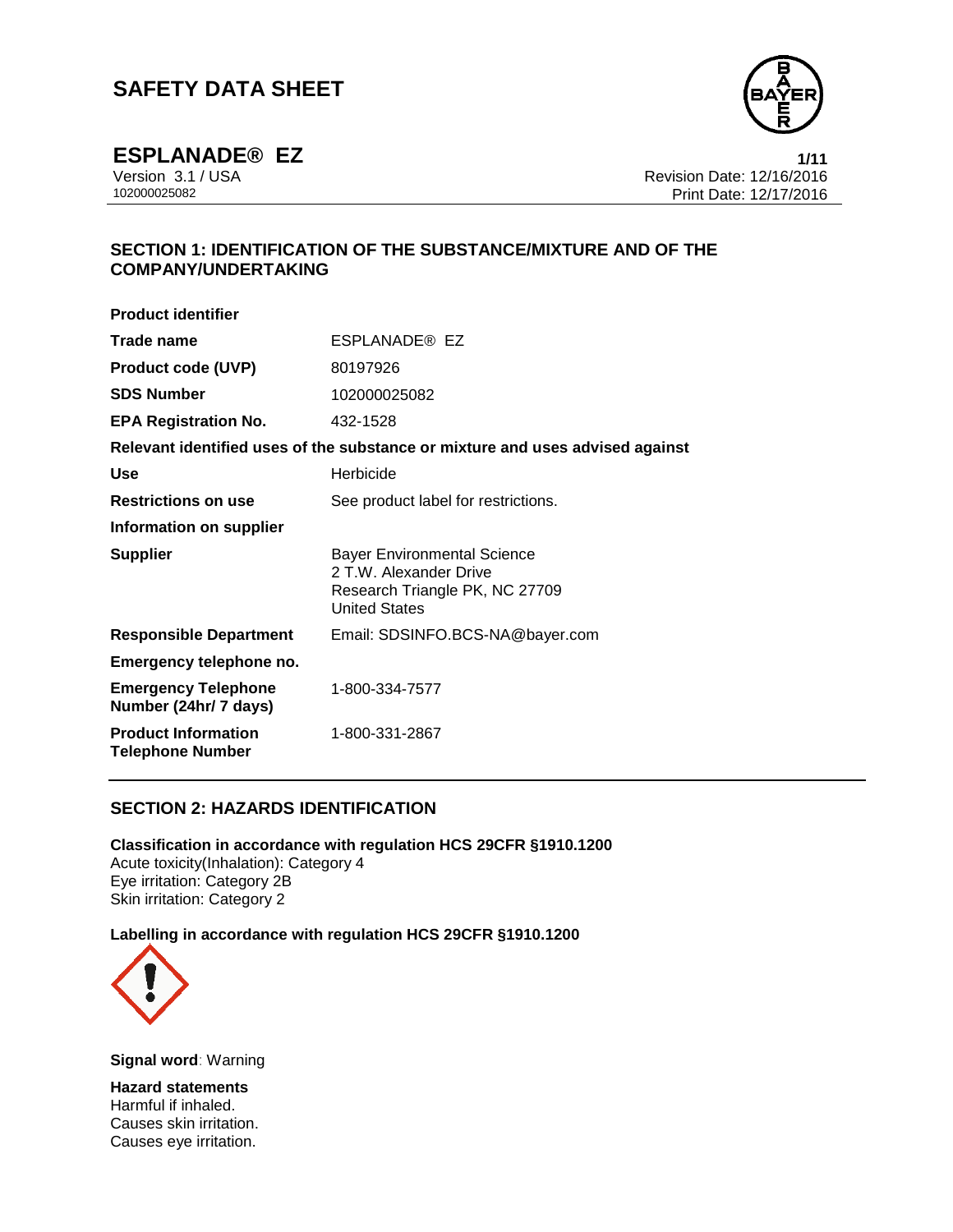# SAFETY DATA SHEET

## ESPLANADE® EZ

Version 3.1 / USA
102000025082

Revision Date: 12/16/2016
Print Date: 12/17/2016

## SECTION 1: IDENTIFICATION OF THE SUBSTANCE/MIXTURE AND OF THE COMPANY/UNDERTAKING

**Product identifier**

| | |
|---|---|
| **Trade name** | ESPLANADE® EZ |
| **Product code (UVP)** | 80197926 |
| **SDS Number** | 102000025082 |
| **EPA Registration No.** | 432-1528 |

**Relevant identified uses of the substance or mixture and uses advised against**

| | |
|---|---|
| **Use** | Herbicide |
| **Restrictions on use** | See product label for restrictions. |

**Information on supplier**

| | |
|---|---|
| **Supplier** | Bayer Environmental Science<br>2 T.W. Alexander Drive<br>Research Triangle PK, NC 27709<br>United States |
| **Responsible Department** | Email: SDSINFO.BCS-NA@bayer.com |

**Emergency telephone no.**

| | |
|---|---|
| **Emergency Telephone Number (24hr/ 7 days)** | 1-800-334-7577 |
| **Product Information Telephone Number** | 1-800-331-2867 |

## SECTION 2: HAZARDS IDENTIFICATION

**Classification in accordance with regulation HCS 29CFR §1910.1200**
Acute toxicity(Inhalation): Category 4
Eye irritation: Category 2B
Skin irritation: Category 2

**Labelling in accordance with regulation HCS 29CFR §1910.1200**

**Signal word**: Warning

**Hazard statements**
Harmful if inhaled.
Causes skin irritation.
Causes eye irritation.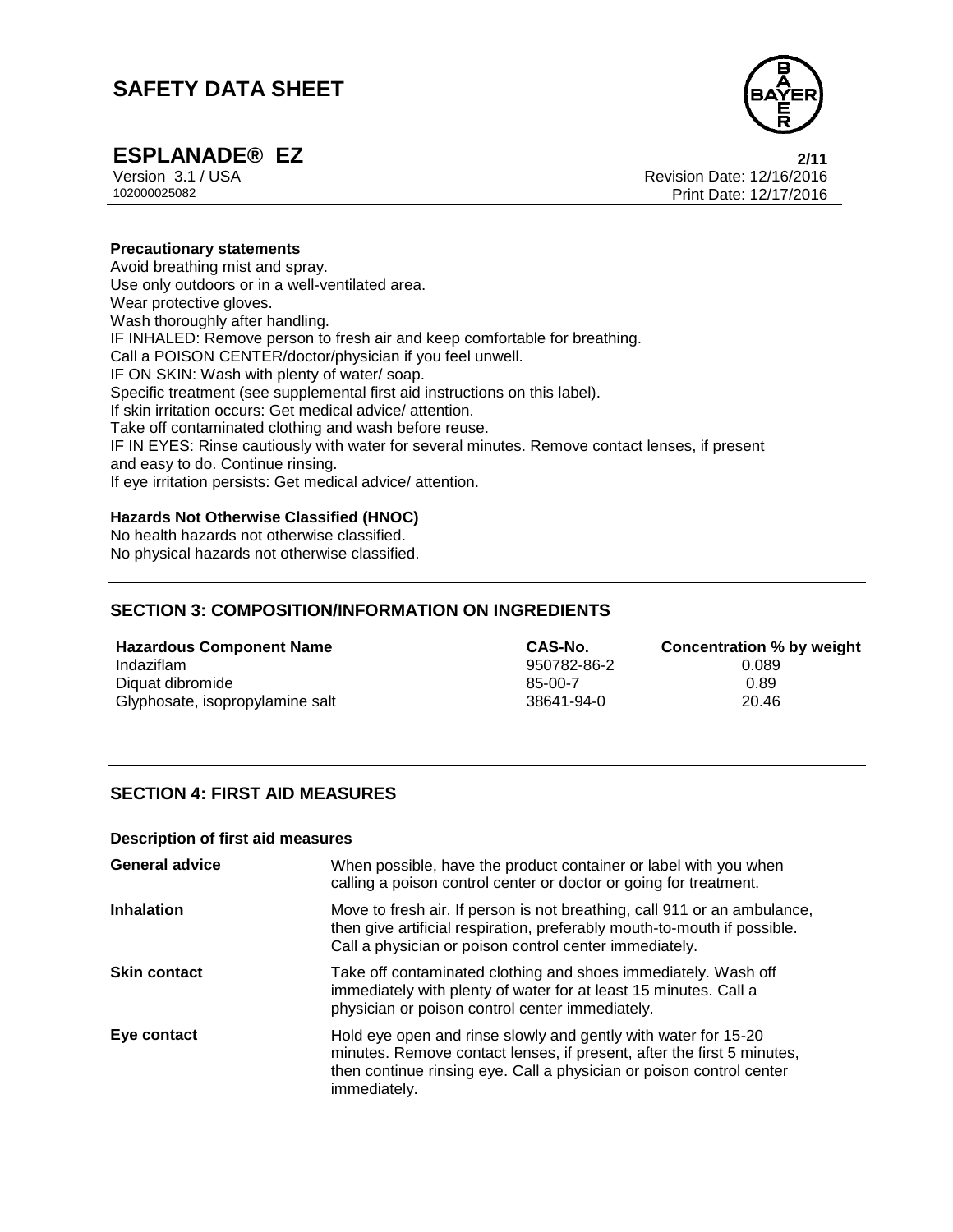**Precautionary statements**

Avoid breathing mist and spray.
Use only outdoors or in a well-ventilated area.
Wear protective gloves.
Wash thoroughly after handling.
IF INHALED: Remove person to fresh air and keep comfortable for breathing.
Call a POISON CENTER/doctor/physician if you feel unwell.
IF ON SKIN: Wash with plenty of water/ soap.
Specific treatment (see supplemental first aid instructions on this label).
If skin irritation occurs: Get medical advice/ attention.
Take off contaminated clothing and wash before reuse.
IF IN EYES: Rinse cautiously with water for several minutes. Remove contact lenses, if present and easy to do. Continue rinsing.
If eye irritation persists: Get medical advice/ attention.

**Hazards Not Otherwise Classified (HNOC)**

No health hazards not otherwise classified.
No physical hazards not otherwise classified.

## SECTION 3: COMPOSITION/INFORMATION ON INGREDIENTS

| Hazardous Component Name | CAS-No. | Concentration % by weight |
|---|---|---|
| Indaziflam | 950782-86-2 | 0.089 |
| Diquat dibromide | 85-00-7 | 0.89 |
| Glyphosate, isopropylamine salt | 38641-94-0 | 20.46 |

## SECTION 4: FIRST AID MEASURES

**Description of first aid measures**

| | |
|---|---|
| **General advice** | When possible, have the product container or label with you when calling a poison control center or doctor or going for treatment. |
| **Inhalation** | Move to fresh air. If person is not breathing, call 911 or an ambulance, then give artificial respiration, preferably mouth-to-mouth if possible. Call a physician or poison control center immediately. |
| **Skin contact** | Take off contaminated clothing and shoes immediately. Wash off immediately with plenty of water for at least 15 minutes. Call a physician or poison control center immediately. |
| **Eye contact** | Hold eye open and rinse slowly and gently with water for 15-20 minutes. Remove contact lenses, if present, after the first 5 minutes, then continue rinsing eye. Call a physician or poison control center immediately. |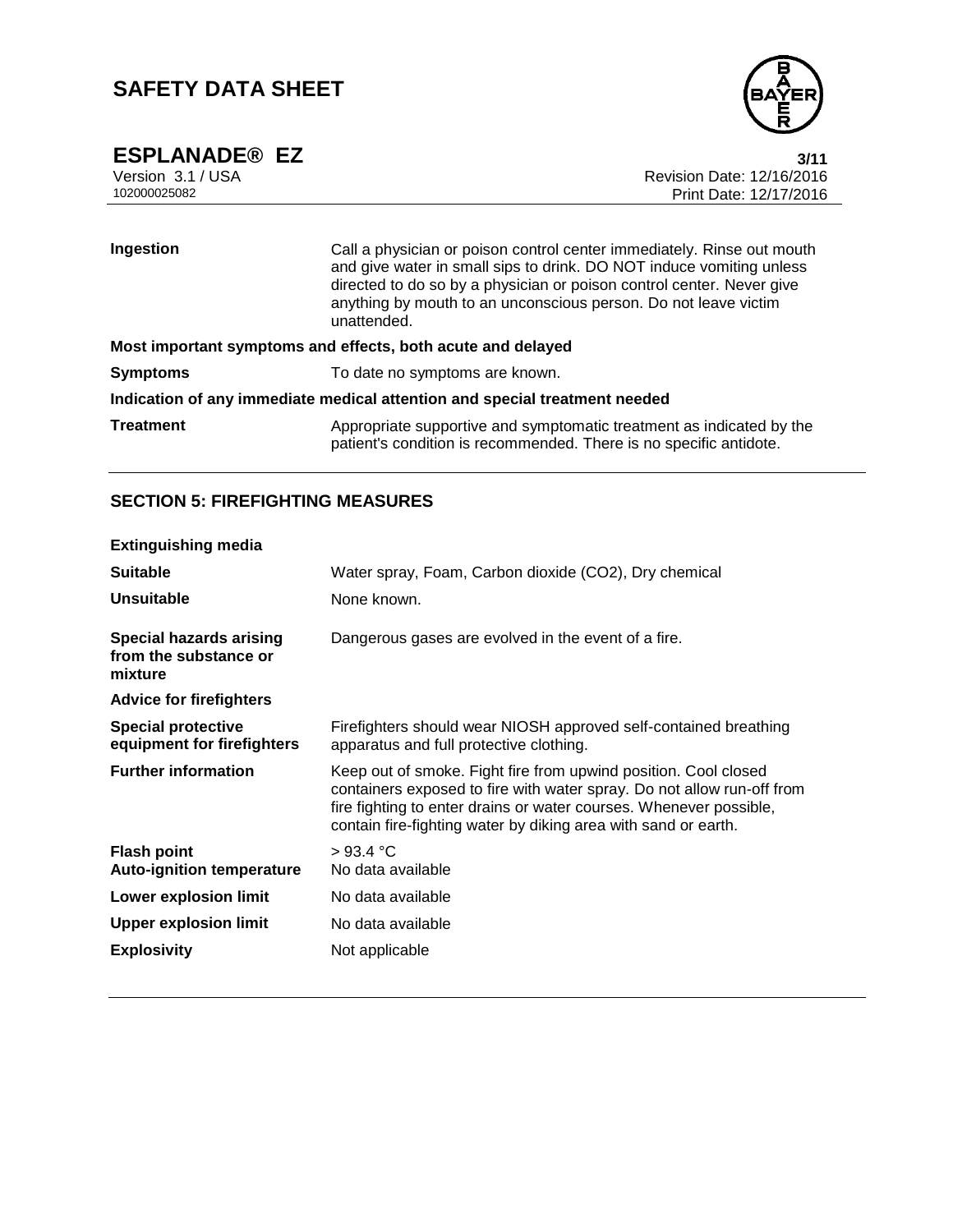| | |
|---|---|
| **Ingestion** | Call a physician or poison control center immediately. Rinse out mouth and give water in small sips to drink. DO NOT induce vomiting unless directed to do so by a physician or poison control center. Never give anything by mouth to an unconscious person. Do not leave victim unattended. |

**Most important symptoms and effects, both acute and delayed**

| | |
|---|---|
| **Symptoms** | To date no symptoms are known. |

**Indication of any immediate medical attention and special treatment needed**

| | |
|---|---|
| **Treatment** | Appropriate supportive and symptomatic treatment as indicated by the patient's condition is recommended. There is no specific antidote. |

## SECTION 5: FIREFIGHTING MEASURES

**Extinguishing media**

| | |
|---|---|
| **Suitable** | Water spray, Foam, Carbon dioxide ($CO_2$), Dry chemical |
| **Unsuitable** | None known. |
| **Special hazards arising from the substance or mixture** | Dangerous gases are evolved in the event of a fire. |

**Advice for firefighters**

| | |
|---|---|
| **Special protective equipment for firefighters** | Firefighters should wear NIOSH approved self-contained breathing apparatus and full protective clothing. |
| **Further information** | Keep out of smoke. Fight fire from upwind position. Cool closed containers exposed to fire with water spray. Do not allow run-off from fire fighting to enter drains or water courses. Whenever possible, contain fire-fighting water by diking area with sand or earth. |
| **Flash point** | > 93.4 °C |
| **Auto-ignition temperature** | No data available |
| **Lower explosion limit** | No data available |
| **Upper explosion limit** | No data available |
| **Explosivity** | Not applicable |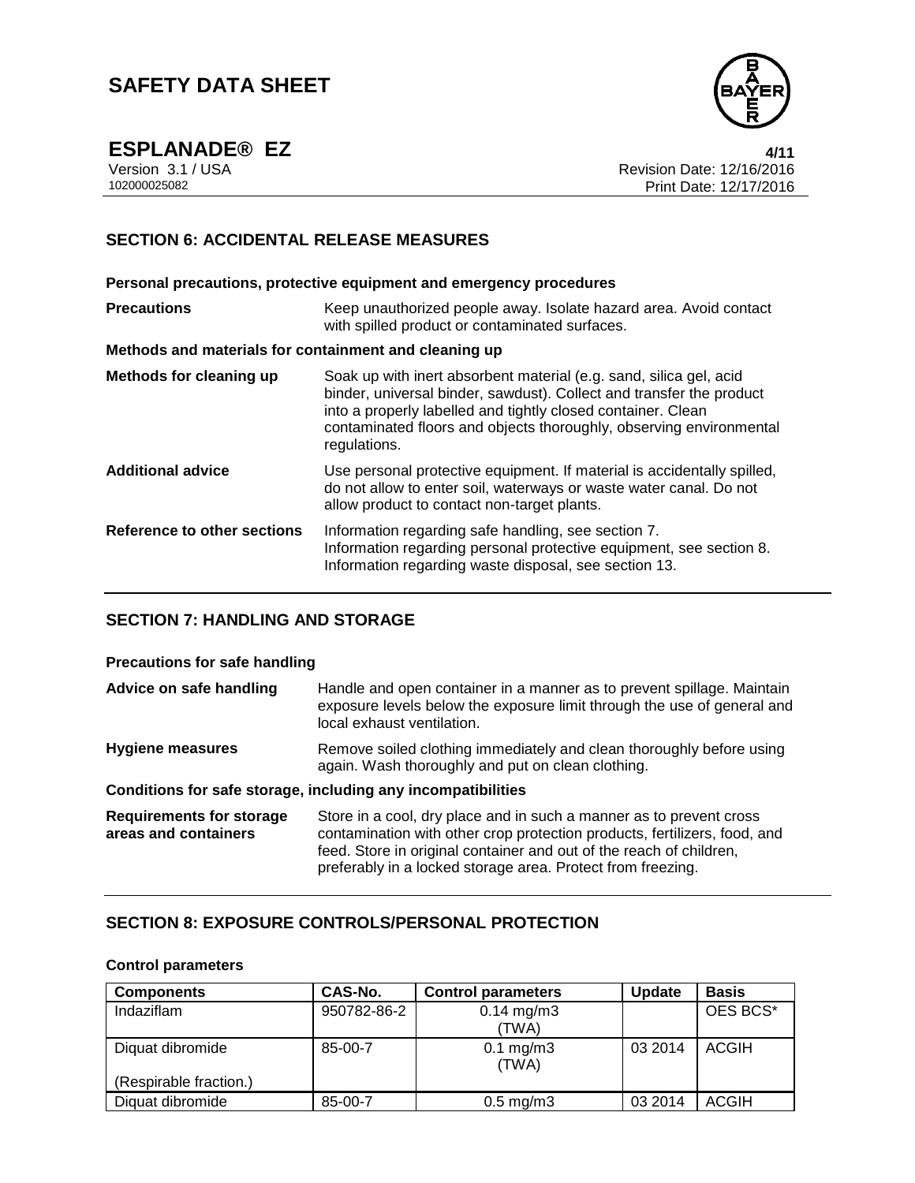## SECTION 6: ACCIDENTAL RELEASE MEASURES

**Personal precautions, protective equipment and emergency procedures**

| | |
|---|---|
| **Precautions** | Keep unauthorized people away. Isolate hazard area. Avoid contact with spilled product or contaminated surfaces. |

**Methods and materials for containment and cleaning up**

| | |
|---|---|
| **Methods for cleaning up** | Soak up with inert absorbent material (e.g. sand, silica gel, acid binder, universal binder, sawdust). Collect and transfer the product into a properly labelled and tightly closed container. Clean contaminated floors and objects thoroughly, observing environmental regulations. |
| **Additional advice** | Use personal protective equipment. If material is accidentally spilled, do not allow to enter soil, waterways or waste water canal. Do not allow product to contact non-target plants. |
| **Reference to other sections** | Information regarding safe handling, see section 7.<br>Information regarding personal protective equipment, see section 8.<br>Information regarding waste disposal, see section 13. |

## SECTION 7: HANDLING AND STORAGE

**Precautions for safe handling**

| | |
|---|---|
| **Advice on safe handling** | Handle and open container in a manner as to prevent spillage. Maintain exposure levels below the exposure limit through the use of general and local exhaust ventilation. |
| **Hygiene measures** | Remove soiled clothing immediately and clean thoroughly before using again. Wash thoroughly and put on clean clothing. |

**Conditions for safe storage, including any incompatibilities**

| | |
|---|---|
| **Requirements for storage areas and containers** | Store in a cool, dry place and in such a manner as to prevent cross contamination with other crop protection products, fertilizers, food, and feed. Store in original container and out of the reach of children, preferably in a locked storage area. Protect from freezing. |

## SECTION 8: EXPOSURE CONTROLS/PERSONAL PROTECTION

**Control parameters**

| Components | CAS-No. | Control parameters | Update | Basis |
|---|---|---|---|---|
| Indaziflam | 950782-86-2 | 0.14 mg/m3 (TWA) | | OES BCS* |
| Diquat dibromide (Respirable fraction.) | 85-00-7 | 0.1 mg/m3 (TWA) | 03 2014 | ACGIH |
| Diquat dibromide | 85-00-7 | 0.5 mg/m3 | 03 2014 | ACGIH |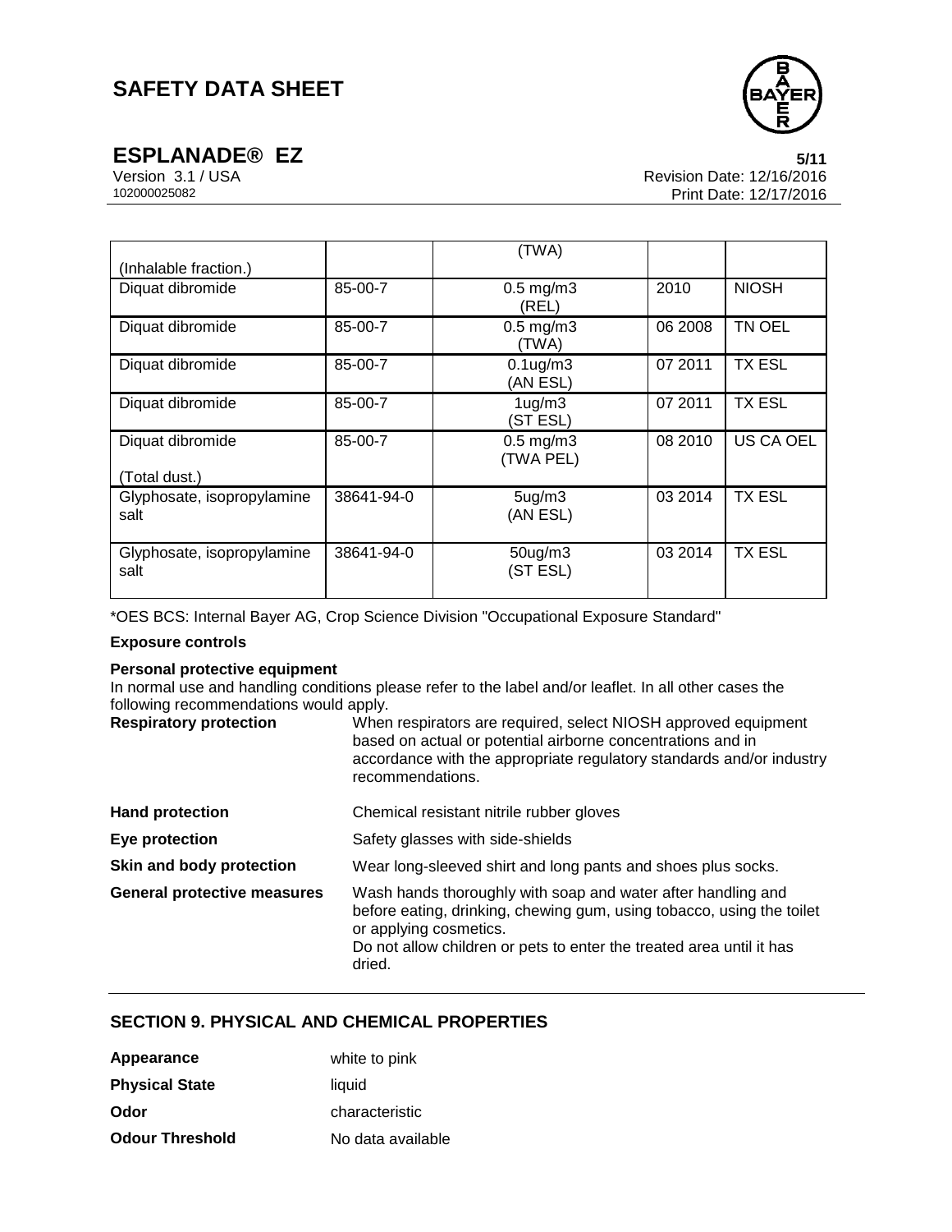| | | | | |
|---|---|---|---|---|
| (Inhalable fraction.) | | (TWA) | | |
| Diquat dibromide | 85-00-7 | 0.5 mg/m3 (REL) | 2010 | NIOSH |
| Diquat dibromide | 85-00-7 | 0.5 mg/m3 (TWA) | 06 2008 | TN OEL |
| Diquat dibromide | 85-00-7 | 0.1ug/m3 (AN ESL) | 07 2011 | TX ESL |
| Diquat dibromide | 85-00-7 | 1ug/m3 (ST ESL) | 07 2011 | TX ESL |
| Diquat dibromide (Total dust.) | 85-00-7 | 0.5 mg/m3 (TWA PEL) | 08 2010 | US CA OEL |
| Glyphosate, isopropylamine salt | 38641-94-0 | 5ug/m3 (AN ESL) | 03 2014 | TX ESL |
| Glyphosate, isopropylamine salt | 38641-94-0 | 50ug/m3 (ST ESL) | 03 2014 | TX ESL |

*OES BCS: Internal Bayer AG, Crop Science Division "Occupational Exposure Standard"

**Exposure controls**

**Personal protective equipment**

In normal use and handling conditions please refer to the label and/or leaflet. In all other cases the following recommendations would apply.

| | |
|---|---|
| **Respiratory protection** | When respirators are required, select NIOSH approved equipment based on actual or potential airborne concentrations and in accordance with the appropriate regulatory standards and/or industry recommendations. |
| **Hand protection** | Chemical resistant nitrile rubber gloves |
| **Eye protection** | Safety glasses with side-shields |
| **Skin and body protection** | Wear long-sleeved shirt and long pants and shoes plus socks. |
| **General protective measures** | Wash hands thoroughly with soap and water after handling and before eating, drinking, chewing gum, using tobacco, using the toilet or applying cosmetics.<br>Do not allow children or pets to enter the treated area until it has dried. |

## SECTION 9. PHYSICAL AND CHEMICAL PROPERTIES

| | |
|---|---|
| **Appearance** | white to pink |
| **Physical State** | liquid |
| **Odor** | characteristic |
| **Odour Threshold** | No data available |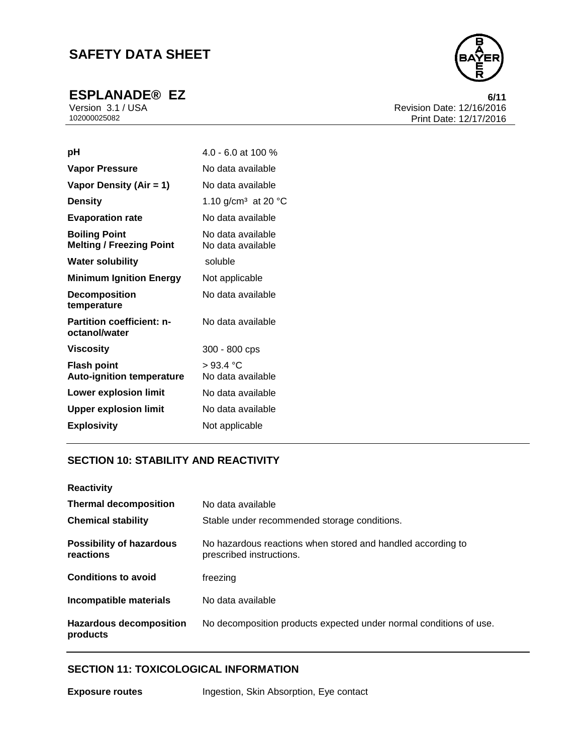| | |
|---|---|
| **pH** | 4.0 - 6.0 at 100 % |
| **Vapor Pressure** | No data available |
| **Vapor Density (Air = 1)** | No data available |
| **Density** | 1.10 g/cm³ at 20 °C |
| **Evaporation rate** | No data available |
| **Boiling Point** | No data available |
| **Melting / Freezing Point** | No data available |
| **Water solubility** | soluble |
| **Minimum Ignition Energy** | Not applicable |
| **Decomposition temperature** | No data available |
| **Partition coefficient: n-octanol/water** | No data available |
| **Viscosity** | 300 - 800 cps |
| **Flash point** | > 93.4 °C |
| **Auto-ignition temperature** | No data available |
| **Lower explosion limit** | No data available |
| **Upper explosion limit** | No data available |
| **Explosivity** | Not applicable |

## SECTION 10: STABILITY AND REACTIVITY

| | |
|---|---|
| **Reactivity** | |
| **Thermal decomposition** | No data available |
| **Chemical stability** | Stable under recommended storage conditions. |
| **Possibility of hazardous reactions** | No hazardous reactions when stored and handled according to prescribed instructions. |
| **Conditions to avoid** | freezing |
| **Incompatible materials** | No data available |
| **Hazardous decomposition products** | No decomposition products expected under normal conditions of use. |

## SECTION 11: TOXICOLOGICAL INFORMATION

| | |
|---|---|
| **Exposure routes** | Ingestion, Skin Absorption, Eye contact |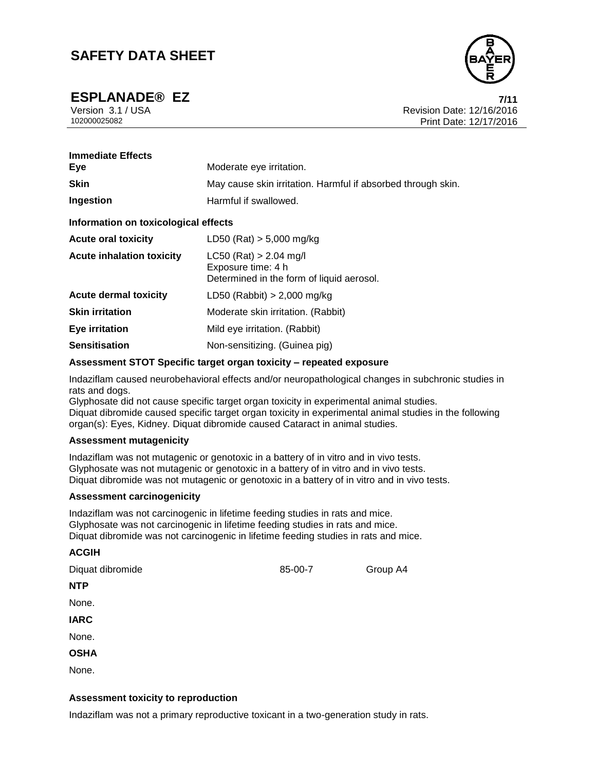**Immediate Effects**

| | |
|---|---|
| **Eye** | Moderate eye irritation. |
| **Skin** | May cause skin irritation. Harmful if absorbed through skin. |
| **Ingestion** | Harmful if swallowed. |

**Information on toxicological effects**

| | |
|---|---|
| **Acute oral toxicity** | LD50 (Rat) > 5,000 mg/kg |
| **Acute inhalation toxicity** | LC50 (Rat) > 2.04 mg/l<br>Exposure time: 4 h<br>Determined in the form of liquid aerosol. |
| **Acute dermal toxicity** | LD50 (Rabbit) > 2,000 mg/kg |
| **Skin irritation** | Moderate skin irritation. (Rabbit) |
| **Eye irritation** | Mild eye irritation. (Rabbit) |
| **Sensitisation** | Non-sensitizing. (Guinea pig) |

**Assessment STOT Specific target organ toxicity – repeated exposure**

Indaziflam caused neurobehavioral effects and/or neuropathological changes in subchronic studies in rats and dogs.
Glyphosate did not cause specific target organ toxicity in experimental animal studies.
Diquat dibromide caused specific target organ toxicity in experimental animal studies in the following organ(s): Eyes, Kidney. Diquat dibromide caused Cataract in animal studies.

**Assessment mutagenicity**

Indaziflam was not mutagenic or genotoxic in a battery of in vitro and in vivo tests.
Glyphosate was not mutagenic or genotoxic in a battery of in vitro and in vivo tests.
Diquat dibromide was not mutagenic or genotoxic in a battery of in vitro and in vivo tests.

**Assessment carcinogenicity**

Indaziflam was not carcinogenic in lifetime feeding studies in rats and mice.
Glyphosate was not carcinogenic in lifetime feeding studies in rats and mice.
Diquat dibromide was not carcinogenic in lifetime feeding studies in rats and mice.

**ACGIH**

| | | |
|---|---|---|
| Diquat dibromide | 85-00-7 | Group A4 |

**NTP**

None.

**IARC**

None.

**OSHA**

None.

**Assessment toxicity to reproduction**

Indaziflam was not a primary reproductive toxicant in a two-generation study in rats.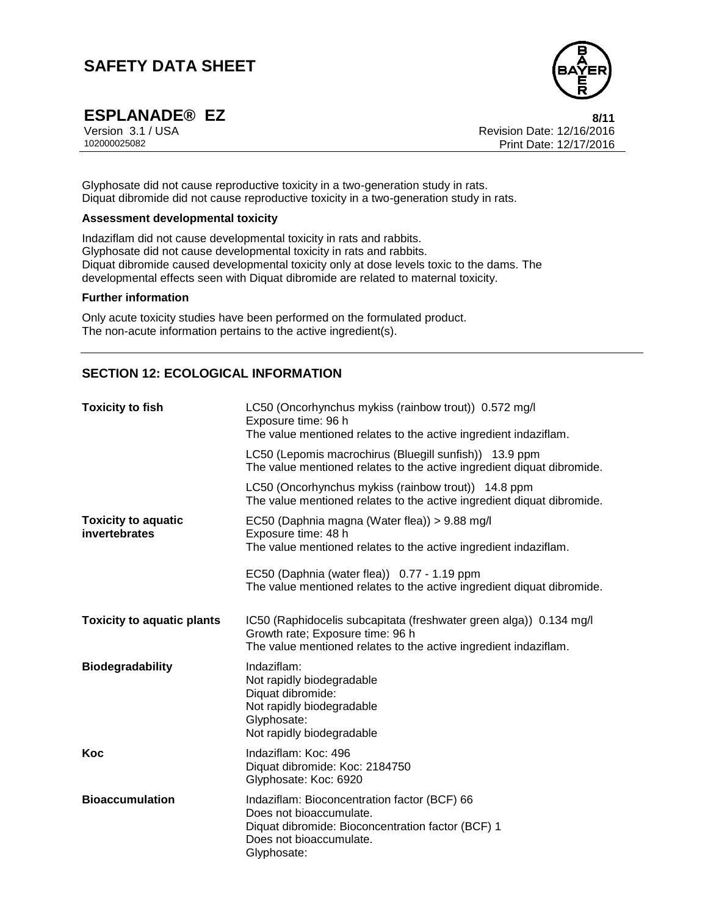Glyphosate did not cause reproductive toxicity in a two-generation study in rats.
Diquat dibromide did not cause reproductive toxicity in a two-generation study in rats.

**Assessment developmental toxicity**

Indaziflam did not cause developmental toxicity in rats and rabbits.
Glyphosate did not cause developmental toxicity in rats and rabbits.
Diquat dibromide caused developmental toxicity only at dose levels toxic to the dams. The developmental effects seen with Diquat dibromide are related to maternal toxicity.

**Further information**

Only acute toxicity studies have been performed on the formulated product.
The non-acute information pertains to the active ingredient(s).

## SECTION 12: ECOLOGICAL INFORMATION

| | |
|---|---|
| **Toxicity to fish** | LC50 (Oncorhynchus mykiss (rainbow trout)) 0.572 mg/l<br>Exposure time: 96 h<br>The value mentioned relates to the active ingredient indaziflam.<br><br>LC50 (Lepomis macrochirus (Bluegill sunfish)) 13.9 ppm<br>The value mentioned relates to the active ingredient diquat dibromide.<br><br>LC50 (Oncorhynchus mykiss (rainbow trout)) 14.8 ppm<br>The value mentioned relates to the active ingredient diquat dibromide. |
| **Toxicity to aquatic invertebrates** | EC50 (Daphnia magna (Water flea)) > 9.88 mg/l<br>Exposure time: 48 h<br>The value mentioned relates to the active ingredient indaziflam.<br><br>EC50 (Daphnia (water flea)) 0.77 - 1.19 ppm<br>The value mentioned relates to the active ingredient diquat dibromide. |
| **Toxicity to aquatic plants** | IC50 (Raphidocelis subcapitata (freshwater green alga)) 0.134 mg/l<br>Growth rate; Exposure time: 96 h<br>The value mentioned relates to the active ingredient indaziflam. |
| **Biodegradability** | Indaziflam:<br>Not rapidly biodegradable<br>Diquat dibromide:<br>Not rapidly biodegradable<br>Glyphosate:<br>Not rapidly biodegradable |
| **Koc** | Indaziflam: Koc: 496<br>Diquat dibromide: Koc: 2184750<br>Glyphosate: Koc: 6920 |
| **Bioaccumulation** | Indaziflam: Bioconcentration factor (BCF) 66<br>Does not bioaccumulate.<br>Diquat dibromide: Bioconcentration factor (BCF) 1<br>Does not bioaccumulate.<br>Glyphosate: |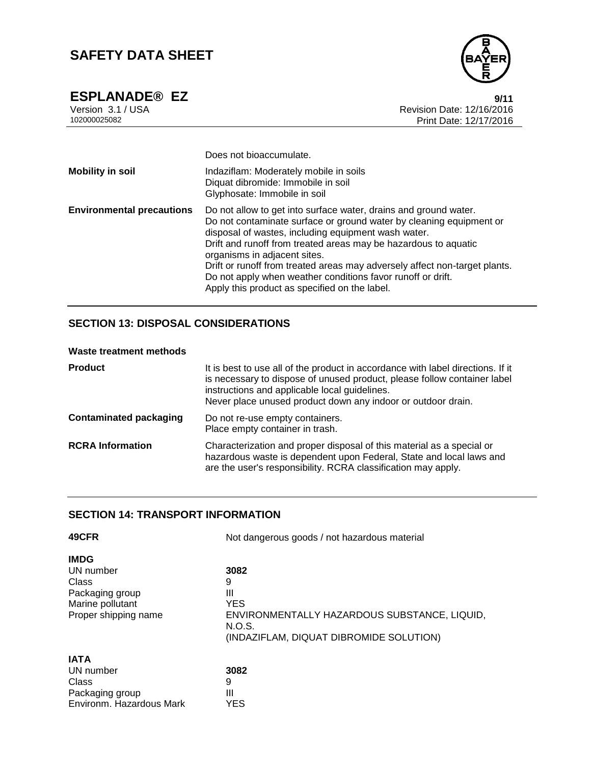| | |
|---|---|
| | Does not bioaccumulate. |
| **Mobility in soil** | Indaziflam: Moderately mobile in soils<br>Diquat dibromide: Immobile in soil<br>Glyphosate: Immobile in soil |
| **Environmental precautions** | Do not allow to get into surface water, drains and ground water.<br>Do not contaminate surface or ground water by cleaning equipment or disposal of wastes, including equipment wash water.<br>Drift and runoff from treated areas may be hazardous to aquatic organisms in adjacent sites.<br>Drift or runoff from treated areas may adversely affect non-target plants.<br>Do not apply when weather conditions favor runoff or drift.<br>Apply this product as specified on the label. |

## SECTION 13: DISPOSAL CONSIDERATIONS

**Waste treatment methods**

| | |
|---|---|
| **Product** | It is best to use all of the product in accordance with label directions. If it is necessary to dispose of unused product, please follow container label instructions and applicable local guidelines.<br>Never place unused product down any indoor or outdoor drain. |
| **Contaminated packaging** | Do not re-use empty containers.<br>Place empty container in trash. |
| **RCRA Information** | Characterization and proper disposal of this material as a special or hazardous waste is dependent upon Federal, State and local laws and are the user's responsibility. RCRA classification may apply. |

## SECTION 14: TRANSPORT INFORMATION

| | |
|---|---|
| **49CFR** | Not dangerous goods / not hazardous material |

**IMDG**

| | |
|---|---|
| UN number | **3082** |
| Class | 9 |
| Packaging group | III |
| Marine pollutant | YES |
| Proper shipping name | ENVIRONMENTALLY HAZARDOUS SUBSTANCE, LIQUID, N.O.S.<br>(INDAZIFLAM, DIQUAT DIBROMIDE SOLUTION) |

**IATA**

| | |
|---|---|
| UN number | **3082** |
| Class | 9 |
| Packaging group | III |
| Environm. Hazardous Mark | YES |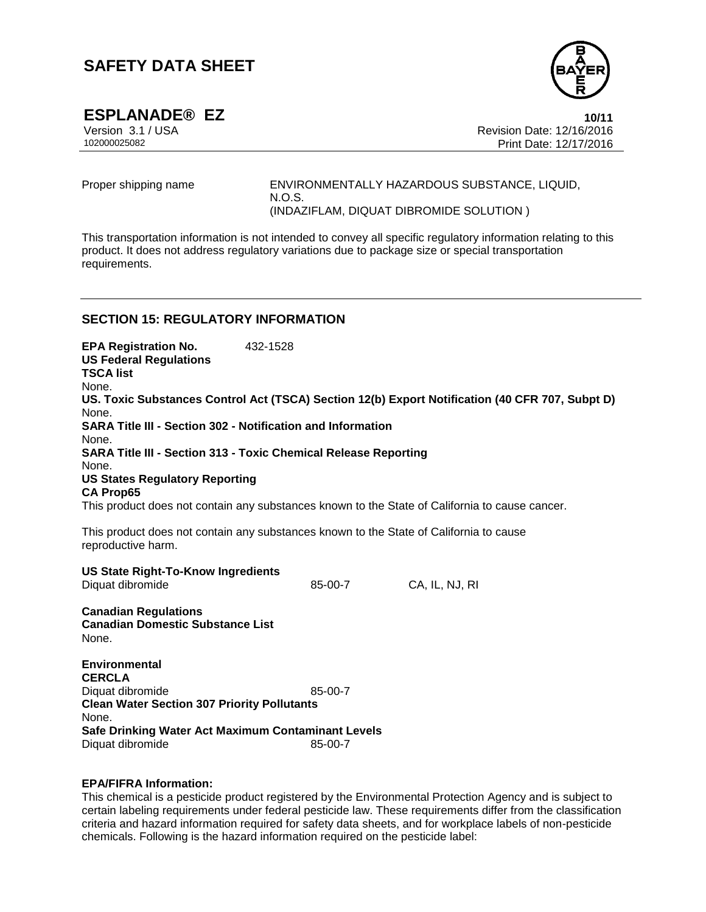| | |
|---|---|
| Proper shipping name | ENVIRONMENTALLY HAZARDOUS SUBSTANCE, LIQUID, N.O.S. (INDAZIFLAM, DIQUAT DIBROMIDE SOLUTION ) |

This transportation information is not intended to convey all specific regulatory information relating to this product. It does not address regulatory variations due to package size or special transportation requirements.

## SECTION 15: REGULATORY INFORMATION

**EPA Registration No.** 432-1528

**US Federal Regulations**

**TSCA list**

None.

**US. Toxic Substances Control Act (TSCA) Section 12(b) Export Notification (40 CFR 707, Subpt D)**

None.

**SARA Title III - Section 302 - Notification and Information**

None.

**SARA Title III - Section 313 - Toxic Chemical Release Reporting**

None.

**US States Regulatory Reporting**

**CA Prop65**

This product does not contain any substances known to the State of California to cause cancer.

This product does not contain any substances known to the State of California to cause reproductive harm.

**US State Right-To-Know Ingredients**

| | | |
|---|---|---|
| Diquat dibromide | 85-00-7 | CA, IL, NJ, RI |

**Canadian Regulations**

**Canadian Domestic Substance List**

None.

**Environmental**

**CERCLA**

| | |
|---|---|
| Diquat dibromide | 85-00-7 |

**Clean Water Section 307 Priority Pollutants**

None.

**Safe Drinking Water Act Maximum Contaminant Levels**

| | |
|---|---|
| Diquat dibromide | 85-00-7 |

**EPA/FIFRA Information:**

This chemical is a pesticide product registered by the Environmental Protection Agency and is subject to certain labeling requirements under federal pesticide law. These requirements differ from the classification criteria and hazard information required for safety data sheets, and for workplace labels of non-pesticide chemicals. Following is the hazard information required on the pesticide label: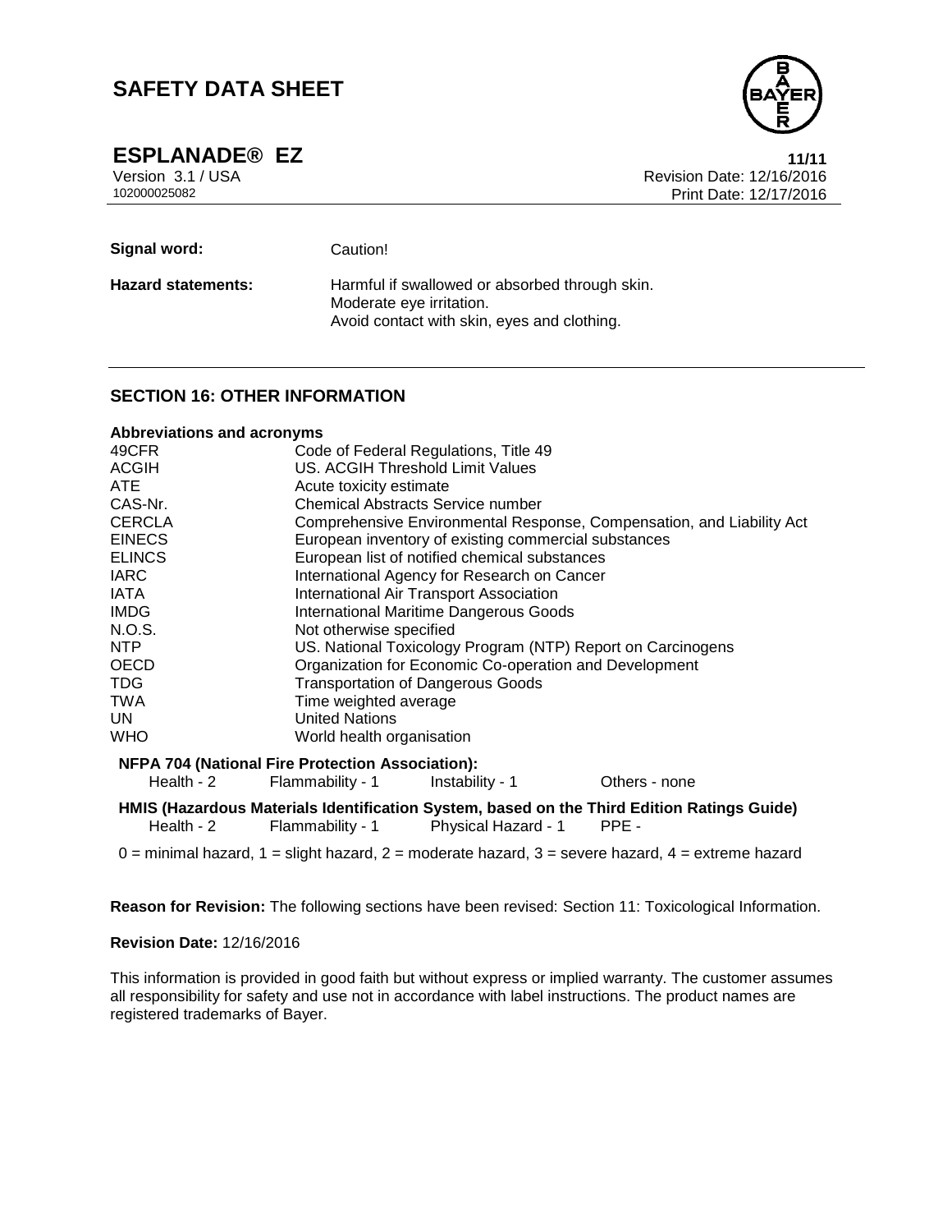| | |
|---|---|
| **Signal word:** | Caution! |
| **Hazard statements:** | Harmful if swallowed or absorbed through skin.<br>Moderate eye irritation.<br>Avoid contact with skin, eyes and clothing. |

## SECTION 16: OTHER INFORMATION

**Abbreviations and acronyms**

| | |
|---|---|
| 49CFR | Code of Federal Regulations, Title 49 |
| ACGIH | US. ACGIH Threshold Limit Values |
| ATE | Acute toxicity estimate |
| CAS-Nr. | Chemical Abstracts Service number |
| CERCLA | Comprehensive Environmental Response, Compensation, and Liability Act |
| EINECS | European inventory of existing commercial substances |
| ELINCS | European list of notified chemical substances |
| IARC | International Agency for Research on Cancer |
| IATA | International Air Transport Association |
| IMDG | International Maritime Dangerous Goods |
| N.O.S. | Not otherwise specified |
| NTP | US. National Toxicology Program (NTP) Report on Carcinogens |
| OECD | Organization for Economic Co-operation and Development |
| TDG | Transportation of Dangerous Goods |
| TWA | Time weighted average |
| UN | United Nations |
| WHO | World health organisation |

**NFPA 704 (National Fire Protection Association):**

| | | | |
|---|---|---|---|
| Health - 2 | Flammability - 1 | Instability - 1 | Others - none |

**HMIS (Hazardous Materials Identification System, based on the Third Edition Ratings Guide)**

| | | | |
|---|---|---|---|
| Health - 2 | Flammability - 1 | Physical Hazard - 1 | PPE - |

0 = minimal hazard, 1 = slight hazard, 2 = moderate hazard, 3 = severe hazard, 4 = extreme hazard

**Reason for Revision:** The following sections have been revised: Section 11: Toxicological Information.

**Revision Date:** 12/16/2016

This information is provided in good faith but without express or implied warranty. The customer assumes all responsibility for safety and use not in accordance with label instructions. The product names are registered trademarks of Bayer.